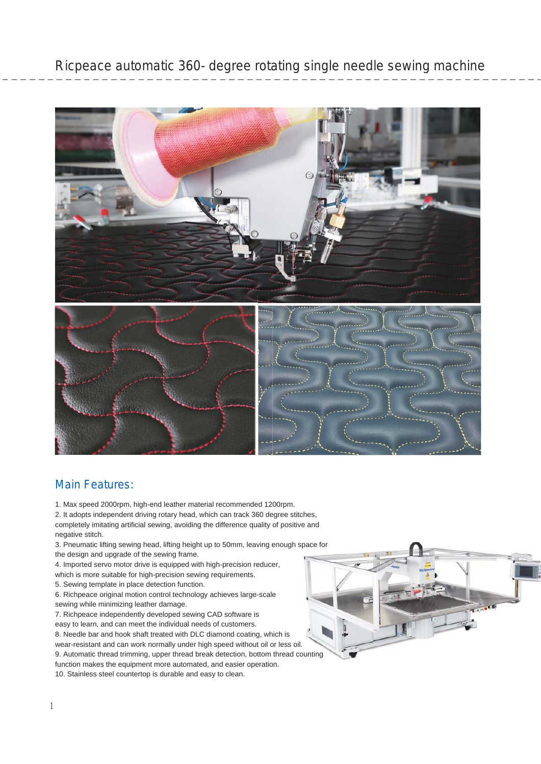# Ricpeace automatic 360- degree rotating single needle sewing machine

## Main Features:

1. Max speed 2000rpm, high-end leather material recommended 1200rpm.
2. It adopts independent driving rotary head, which can track 360 degree stitches, completely imitating artificial sewing, avoiding the difference quality of positive and negative stitch.
3. Pneumatic lifting sewing head, lifting height up to 50mm, leaving enough space for the design and upgrade of the sewing frame.
4. Imported servo motor drive is equipped with high-precision reducer, which is more suitable for high-precision sewing requirements.
5. Sewing template in place detection function.
6. Richpeace original motion control technology achieves large-scale sewing while minimizing leather damage.
7. Richpeace independently developed sewing CAD software is easy to learn, and can meet the individual needs of customers.
8. Needle bar and hook shaft treated with DLC diamond coating, which is wear-resistant and can work normally under high speed without oil or less oil.
9. Automatic thread trimming, upper thread break detection, bottom thread counting function makes the equipment more automated, and easier operation.
10. Stainless steel countertop is durable and easy to clean.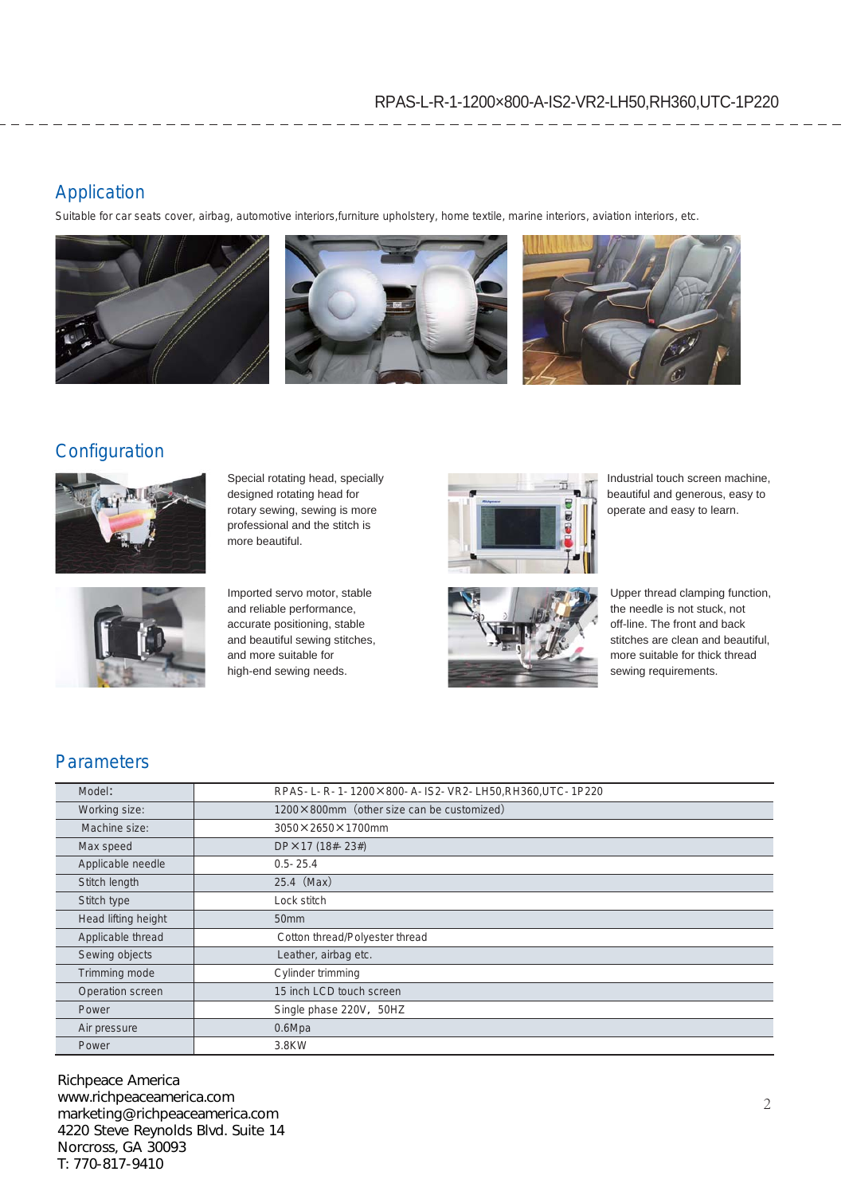RPAS-L-R-1-1200×800-A-IS2-VR2-LH50,RH360,UTC-1P220

## Application

Suitable for car seats cover, airbag, automotive interiors,furniture upholstery, home textile, marine interiors, aviation interiors, etc.

## Configuration

Special rotating head, specially designed rotating head for rotary sewing, sewing is more professional and the stitch is more beautiful.

Industrial touch screen machine, beautiful and generous, easy to operate and easy to learn.

Imported servo motor, stable and reliable performance, accurate positioning, stable and beautiful sewing stitches, and more suitable for high-end sewing needs.

Upper thread clamping function, the needle is not stuck, not off-line. The front and back stitches are clean and beautiful, more suitable for thick thread sewing requirements.

## Parameters

| | |
|---|---|
| Model: | RPAS-L-R-1-1200×800-A-IS2-VR2-LH50,RH360,UTC-1P220 |
| Working size: | 1200×800mm（other size can be customized） |
| Machine size: | 3050×2650×1700mm |
| Max speed | DP×17 (18#-23#) |
| Applicable needle | 0.5-25.4 |
| Stitch length | 25.4（Max) |
| Stitch type | Lock stitch |
| Head lifting height | 50mm |
| Applicable thread | Cotton thread/Polyester thread |
| Sewing objects | Leather, airbag etc. |
| Trimming mode | Cylinder trimming |
| Operation screen | 15 inch LCD touch screen |
| Power | Single phase 220V，50HZ |
| Air pressure | 0.6Mpa |
| Power | 3.8KW |

Richpeace America
www.richpeaceamerica.com
marketing@richpeaceamerica.com
4220 Steve Reynolds Blvd. Suite 14
Norcross, GA 30093
T: 770-817-9410